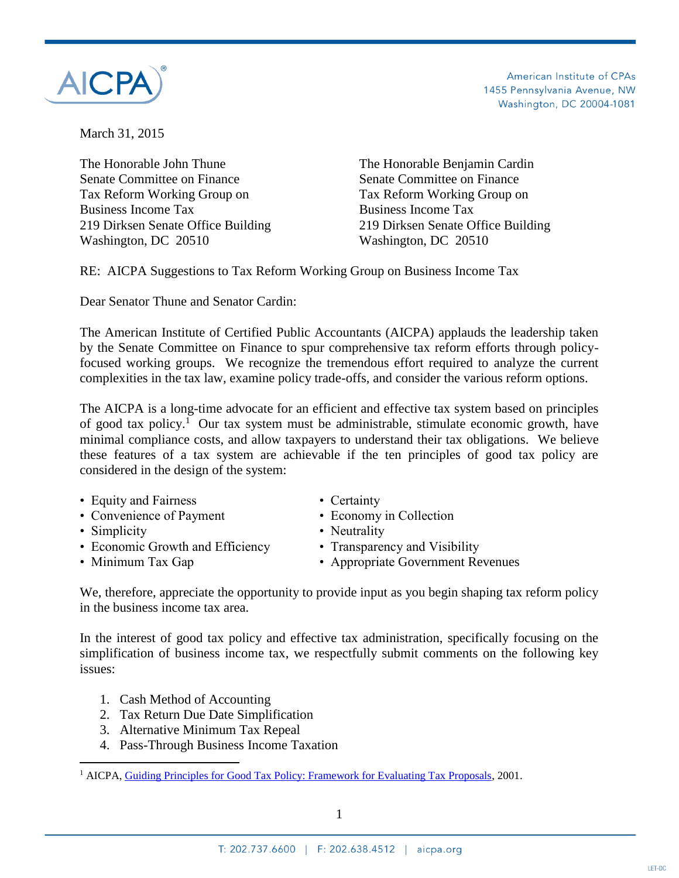AICPA

American Institute of CPAs
1455 Pennsylvania Avenue, NW
Washington, DC 20004-1081

March 31, 2015

The Honorable John Thune
Senate Committee on Finance
Tax Reform Working Group on
Business Income Tax
219 Dirksen Senate Office Building
Washington, DC 20510

The Honorable Benjamin Cardin
Senate Committee on Finance
Tax Reform Working Group on
Business Income Tax
219 Dirksen Senate Office Building
Washington, DC 20510

RE: AICPA Suggestions to Tax Reform Working Group on Business Income Tax

Dear Senator Thune and Senator Cardin:

The American Institute of Certified Public Accountants (AICPA) applauds the leadership taken by the Senate Committee on Finance to spur comprehensive tax reform efforts through policy-focused working groups. We recognize the tremendous effort required to analyze the current complexities in the tax law, examine policy trade-offs, and consider the various reform options.

The AICPA is a long-time advocate for an efficient and effective tax system based on principles of good tax policy.[1] Our tax system must be administrable, stimulate economic growth, have minimal compliance costs, and allow taxpayers to understand their tax obligations. We believe these features of a tax system are achievable if the ten principles of good tax policy are considered in the design of the system:

- Equity and Fairness
- Convenience of Payment
- Simplicity
- Economic Growth and Efficiency
- Minimum Tax Gap
- Certainty
- Economy in Collection
- Neutrality
- Transparency and Visibility
- Appropriate Government Revenues

We, therefore, appreciate the opportunity to provide input as you begin shaping tax reform policy in the business income tax area.

In the interest of good tax policy and effective tax administration, specifically focusing on the simplification of business income tax, we respectfully submit comments on the following key issues:

1. Cash Method of Accounting
2. Tax Return Due Date Simplification
3. Alternative Minimum Tax Repeal
4. Pass-Through Business Income Taxation

[1] AICPA, Guiding Principles for Good Tax Policy: Framework for Evaluating Tax Proposals, 2001.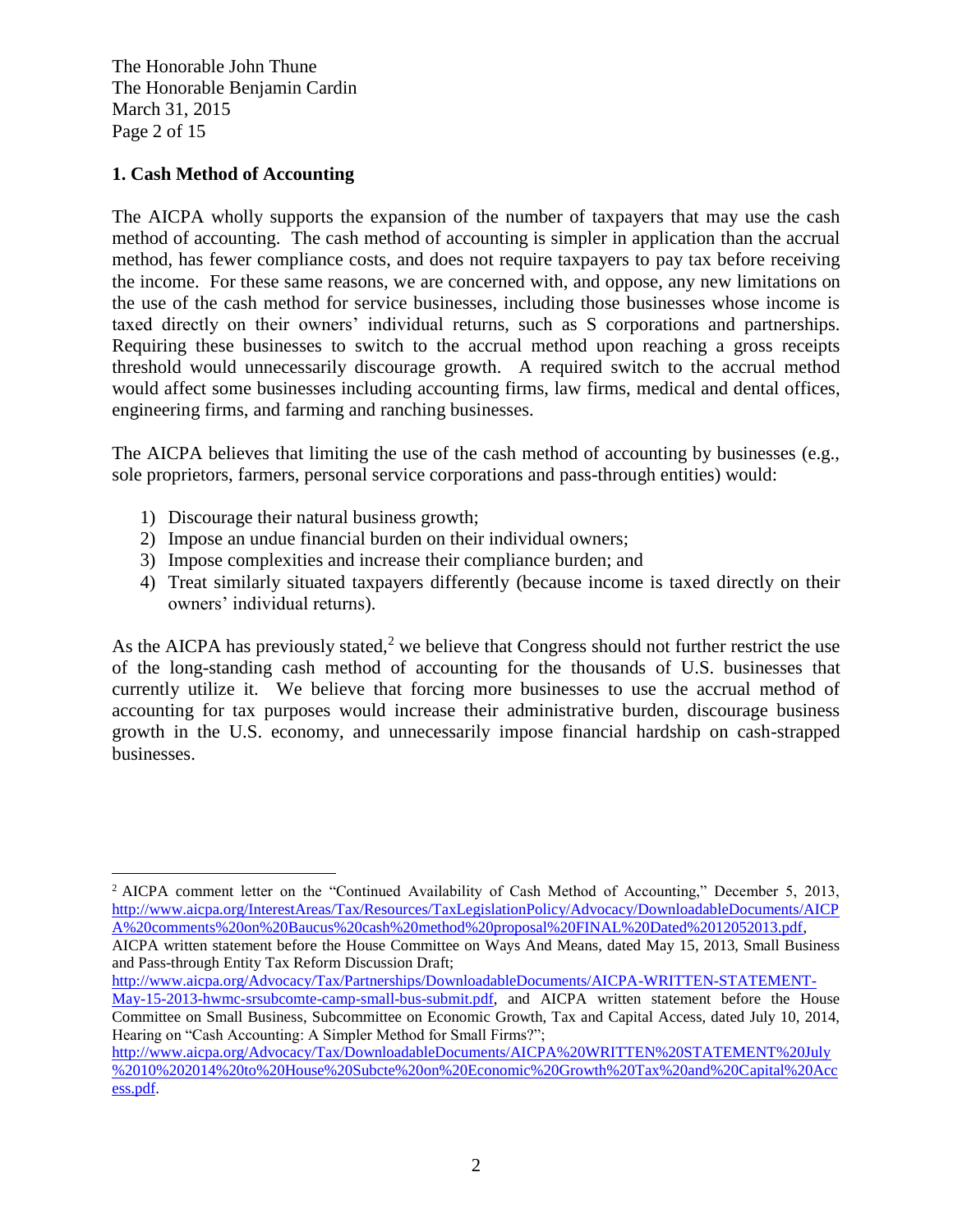## 1. Cash Method of Accounting

The AICPA wholly supports the expansion of the number of taxpayers that may use the cash method of accounting. The cash method of accounting is simpler in application than the accrual method, has fewer compliance costs, and does not require taxpayers to pay tax before receiving the income. For these same reasons, we are concerned with, and oppose, any new limitations on the use of the cash method for service businesses, including those businesses whose income is taxed directly on their owners' individual returns, such as S corporations and partnerships. Requiring these businesses to switch to the accrual method upon reaching a gross receipts threshold would unnecessarily discourage growth. A required switch to the accrual method would affect some businesses including accounting firms, law firms, medical and dental offices, engineering firms, and farming and ranching businesses.

The AICPA believes that limiting the use of the cash method of accounting by businesses (e.g., sole proprietors, farmers, personal service corporations and pass-through entities) would:

1) Discourage their natural business growth;
2) Impose an undue financial burden on their individual owners;
3) Impose complexities and increase their compliance burden; and
4) Treat similarly situated taxpayers differently (because income is taxed directly on their owners' individual returns).

As the AICPA has previously stated,[2] we believe that Congress should not further restrict the use of the long-standing cash method of accounting for the thousands of U.S. businesses that currently utilize it. We believe that forcing more businesses to use the accrual method of accounting for tax purposes would increase their administrative burden, discourage business growth in the U.S. economy, and unnecessarily impose financial hardship on cash-strapped businesses.

---

[2] AICPA comment letter on the "Continued Availability of Cash Method of Accounting," December 5, 2013, http://www.aicpa.org/InterestAreas/Tax/Resources/TaxLegislationPolicy/Advocacy/DownloadableDocuments/AICPA%20comments%20on%20Baucus%20cash%20method%20proposal%20FINAL%20Dated%2012052013.pdf, AICPA written statement before the House Committee on Ways And Means, dated May 15, 2013, Small Business and Pass-through Entity Tax Reform Discussion Draft; http://www.aicpa.org/Advocacy/Tax/Partnerships/DownloadableDocuments/AICPA-WRITTEN-STATEMENT-May-15-2013-hwmc-srsubcomte-camp-small-bus-submit.pdf, and AICPA written statement before the House Committee on Small Business, Subcommittee on Economic Growth, Tax and Capital Access, dated July 10, 2014, Hearing on "Cash Accounting: A Simpler Method for Small Firms?"; http://www.aicpa.org/Advocacy/Tax/DownloadableDocuments/AICPA%20WRITTEN%20STATEMENT%20July%2010%202014%20to%20House%20Subcte%20on%20Economic%20Growth%20Tax%20and%20Capital%20Access.pdf.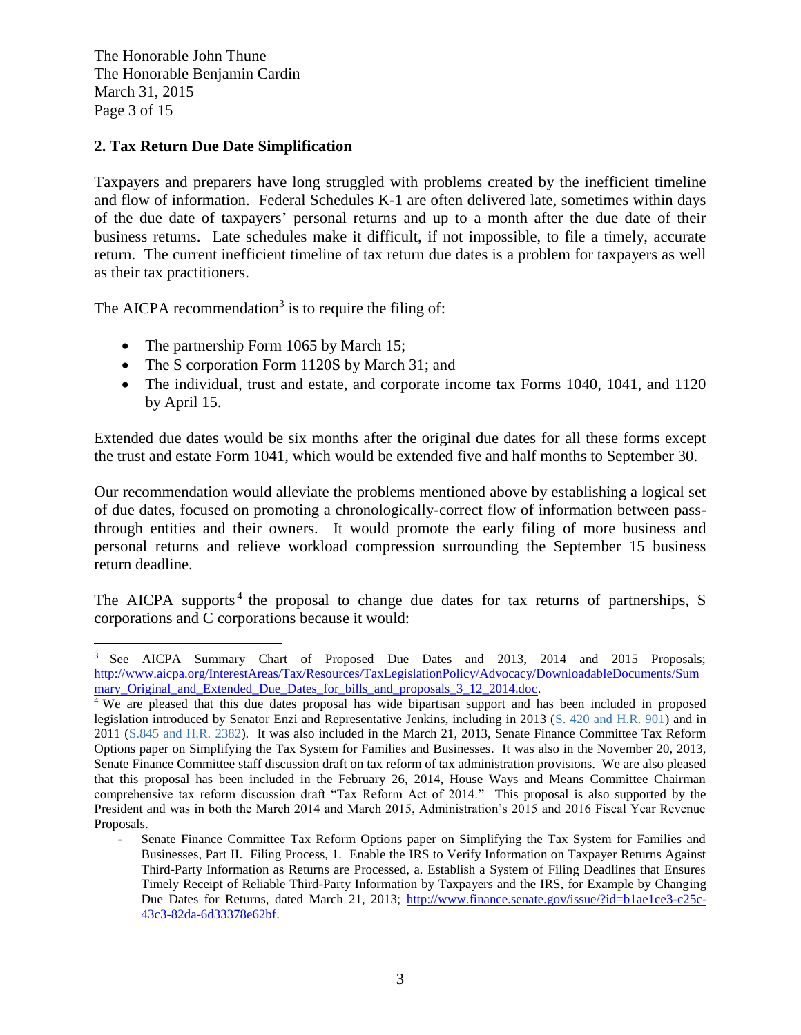## 2. Tax Return Due Date Simplification

Taxpayers and preparers have long struggled with problems created by the inefficient timeline and flow of information. Federal Schedules K-1 are often delivered late, sometimes within days of the due date of taxpayers' personal returns and up to a month after the due date of their business returns. Late schedules make it difficult, if not impossible, to file a timely, accurate return. The current inefficient timeline of tax return due dates is a problem for taxpayers as well as their tax practitioners.

The AICPA recommendation[3] is to require the filing of:

- The partnership Form 1065 by March 15;
- The S corporation Form 1120S by March 31; and
- The individual, trust and estate, and corporate income tax Forms 1040, 1041, and 1120 by April 15.

Extended due dates would be six months after the original due dates for all these forms except the trust and estate Form 1041, which would be extended five and half months to September 30.

Our recommendation would alleviate the problems mentioned above by establishing a logical set of due dates, focused on promoting a chronologically-correct flow of information between pass-through entities and their owners. It would promote the early filing of more business and personal returns and relieve workload compression surrounding the September 15 business return deadline.

The AICPA supports[4] the proposal to change due dates for tax returns of partnerships, S corporations and C corporations because it would:

---

[3] See AICPA Summary Chart of Proposed Due Dates and 2013, 2014 and 2015 Proposals; http://www.aicpa.org/InterestAreas/Tax/Resources/TaxLegislationPolicy/Advocacy/DownloadableDocuments/Summary_Original_and_Extended_Due_Dates_for_bills_and_proposals_3_12_2014.doc.

[4] We are pleased that this due dates proposal has wide bipartisan support and has been included in proposed legislation introduced by Senator Enzi and Representative Jenkins, including in 2013 (S. 420 and H.R. 901) and in 2011 (S.845 and H.R. 2382). It was also included in the March 21, 2013, Senate Finance Committee Tax Reform Options paper on Simplifying the Tax System for Families and Businesses. It was also in the November 20, 2013, Senate Finance Committee staff discussion draft on tax reform of tax administration provisions. We are also pleased that this proposal has been included in the February 26, 2014, House Ways and Means Committee Chairman comprehensive tax reform discussion draft "Tax Reform Act of 2014." This proposal is also supported by the President and was in both the March 2014 and March 2015, Administration's 2015 and 2016 Fiscal Year Revenue Proposals.

- Senate Finance Committee Tax Reform Options paper on Simplifying the Tax System for Families and Businesses, Part II. Filing Process, 1. Enable the IRS to Verify Information on Taxpayer Returns Against Third-Party Information as Returns are Processed, a. Establish a System of Filing Deadlines that Ensures Timely Receipt of Reliable Third-Party Information by Taxpayers and the IRS, for Example by Changing Due Dates for Returns, dated March 21, 2013; http://www.finance.senate.gov/issue/?id=b1ae1ce3-c25c-43c3-82da-6d33378e62bf.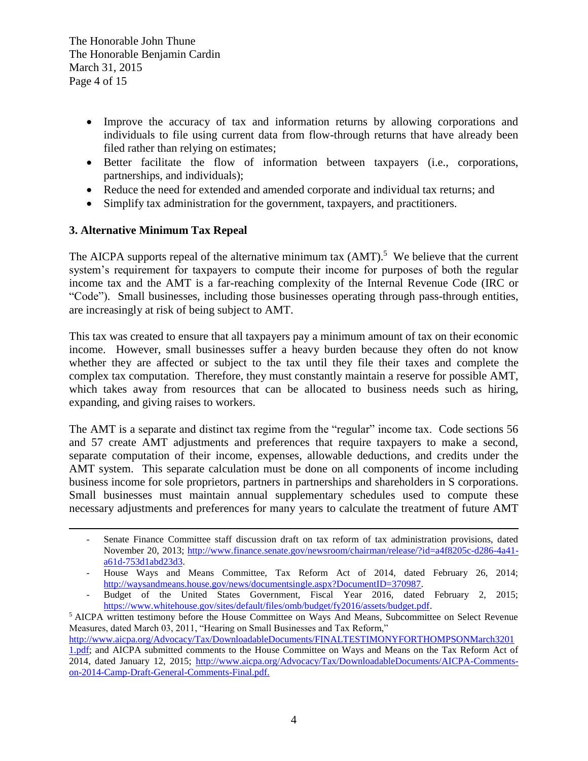- Improve the accuracy of tax and information returns by allowing corporations and individuals to file using current data from flow-through returns that have already been filed rather than relying on estimates;
- Better facilitate the flow of information between taxpayers (i.e., corporations, partnerships, and individuals);
- Reduce the need for extended and amended corporate and individual tax returns; and
- Simplify tax administration for the government, taxpayers, and practitioners.

### 3. Alternative Minimum Tax Repeal

The AICPA supports repeal of the alternative minimum tax (AMT).[5] We believe that the current system's requirement for taxpayers to compute their income for purposes of both the regular income tax and the AMT is a far-reaching complexity of the Internal Revenue Code (IRC or "Code"). Small businesses, including those businesses operating through pass-through entities, are increasingly at risk of being subject to AMT.

This tax was created to ensure that all taxpayers pay a minimum amount of tax on their economic income. However, small businesses suffer a heavy burden because they often do not know whether they are affected or subject to the tax until they file their taxes and complete the complex tax computation. Therefore, they must constantly maintain a reserve for possible AMT, which takes away from resources that can be allocated to business needs such as hiring, expanding, and giving raises to workers.

The AMT is a separate and distinct tax regime from the "regular" income tax. Code sections 56 and 57 create AMT adjustments and preferences that require taxpayers to make a second, separate computation of their income, expenses, allowable deductions, and credits under the AMT system. This separate calculation must be done on all components of income including business income for sole proprietors, partners in partnerships and shareholders in S corporations. Small businesses must maintain annual supplementary schedules used to compute these necessary adjustments and preferences for many years to calculate the treatment of future AMT

---

- Senate Finance Committee staff discussion draft on tax reform of tax administration provisions, dated November 20, 2013; http://www.finance.senate.gov/newsroom/chairman/release/?id=a4f8205c-d286-4a41-a61d-753d1abd23d3.
- House Ways and Means Committee, Tax Reform Act of 2014, dated February 26, 2014; http://waysandmeans.house.gov/news/documentsingle.aspx?DocumentID=370987.
- Budget of the United States Government, Fiscal Year 2016, dated February 2, 2015; https://www.whitehouse.gov/sites/default/files/omb/budget/fy2016/assets/budget.pdf.

[5] AICPA written testimony before the House Committee on Ways And Means, Subcommittee on Select Revenue Measures, dated March 03, 2011, "Hearing on Small Businesses and Tax Reform," http://www.aicpa.org/Advocacy/Tax/DownloadableDocuments/FINALTESTIMONYFORTHOMPSONMarch2011.pdf; and AICPA submitted comments to the House Committee on Ways and Means on the Tax Reform Act of 2014, dated January 12, 2015; http://www.aicpa.org/Advocacy/Tax/DownloadableDocuments/AICPA-Comments-on-2014-Camp-Draft-General-Comments-Final.pdf.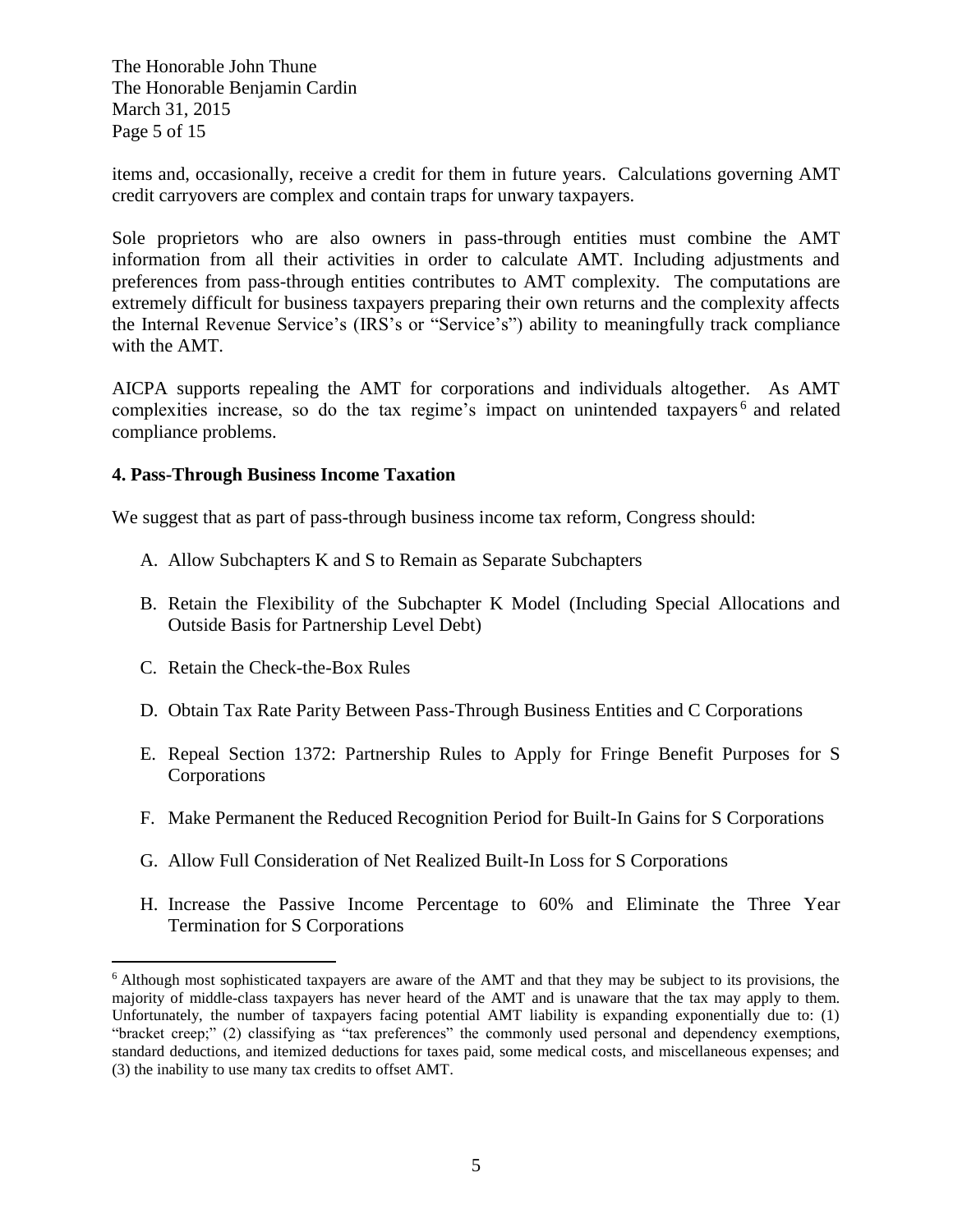items and, occasionally, receive a credit for them in future years. Calculations governing AMT credit carryovers are complex and contain traps for unwary taxpayers.

Sole proprietors who are also owners in pass-through entities must combine the AMT information from all their activities in order to calculate AMT. Including adjustments and preferences from pass-through entities contributes to AMT complexity. The computations are extremely difficult for business taxpayers preparing their own returns and the complexity affects the Internal Revenue Service's (IRS's or "Service's") ability to meaningfully track compliance with the AMT.

AICPA supports repealing the AMT for corporations and individuals altogether. As AMT complexities increase, so do the tax regime's impact on unintended taxpayers[6] and related compliance problems.

### 4. Pass-Through Business Income Taxation

We suggest that as part of pass-through business income tax reform, Congress should:

A. Allow Subchapters K and S to Remain as Separate Subchapters

B. Retain the Flexibility of the Subchapter K Model (Including Special Allocations and Outside Basis for Partnership Level Debt)

C. Retain the Check-the-Box Rules

D. Obtain Tax Rate Parity Between Pass-Through Business Entities and C Corporations

E. Repeal Section 1372: Partnership Rules to Apply for Fringe Benefit Purposes for S Corporations

F. Make Permanent the Reduced Recognition Period for Built-In Gains for S Corporations

G. Allow Full Consideration of Net Realized Built-In Loss for S Corporations

H. Increase the Passive Income Percentage to 60% and Eliminate the Three Year Termination for S Corporations

---

[6] Although most sophisticated taxpayers are aware of the AMT and that they may be subject to its provisions, the majority of middle-class taxpayers has never heard of the AMT and is unaware that the tax may apply to them. Unfortunately, the number of taxpayers facing potential AMT liability is expanding exponentially due to: (1) "bracket creep;" (2) classifying as "tax preferences" the commonly used personal and dependency exemptions, standard deductions, and itemized deductions for taxes paid, some medical costs, and miscellaneous expenses; and (3) the inability to use many tax credits to offset AMT.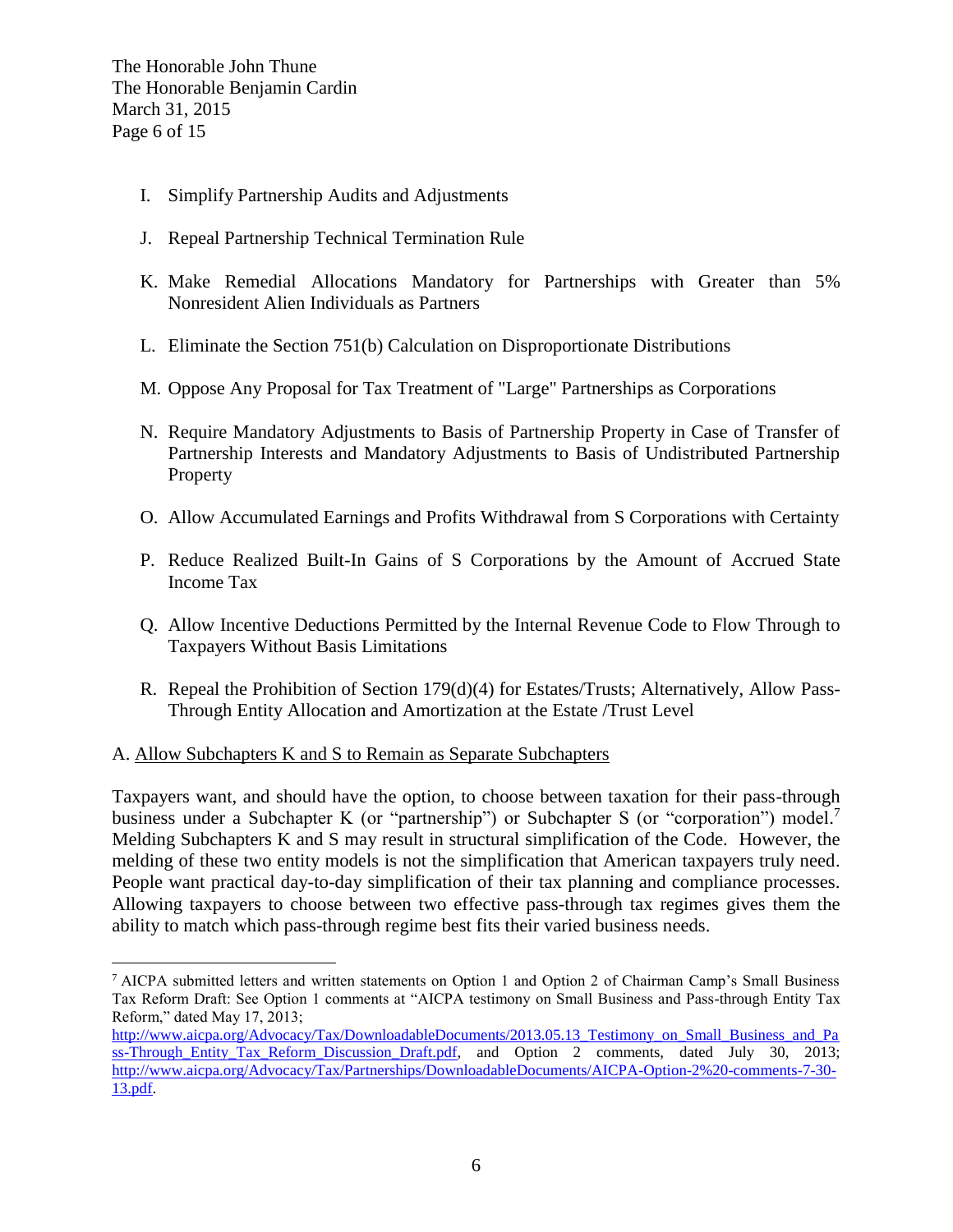I. Simplify Partnership Audits and Adjustments

J. Repeal Partnership Technical Termination Rule

K. Make Remedial Allocations Mandatory for Partnerships with Greater than 5% Nonresident Alien Individuals as Partners

L. Eliminate the Section 751(b) Calculation on Disproportionate Distributions

M. Oppose Any Proposal for Tax Treatment of "Large" Partnerships as Corporations

N. Require Mandatory Adjustments to Basis of Partnership Property in Case of Transfer of Partnership Interests and Mandatory Adjustments to Basis of Undistributed Partnership Property

O. Allow Accumulated Earnings and Profits Withdrawal from S Corporations with Certainty

P. Reduce Realized Built-In Gains of S Corporations by the Amount of Accrued State Income Tax

Q. Allow Incentive Deductions Permitted by the Internal Revenue Code to Flow Through to Taxpayers Without Basis Limitations

R. Repeal the Prohibition of Section 179(d)(4) for Estates/Trusts; Alternatively, Allow Pass-Through Entity Allocation and Amortization at the Estate /Trust Level

A. Allow Subchapters K and S to Remain as Separate Subchapters

Taxpayers want, and should have the option, to choose between taxation for their pass-through business under a Subchapter K (or "partnership") or Subchapter S (or "corporation") model.[7] Melding Subchapters K and S may result in structural simplification of the Code. However, the melding of these two entity models is not the simplification that American taxpayers truly need. People want practical day-to-day simplification of their tax planning and compliance processes. Allowing taxpayers to choose between two effective pass-through tax regimes gives them the ability to match which pass-through regime best fits their varied business needs.

---

[7] AICPA submitted letters and written statements on Option 1 and Option 2 of Chairman Camp's Small Business Tax Reform Draft: See Option 1 comments at "AICPA testimony on Small Business and Pass-through Entity Tax Reform," dated May 17, 2013; http://www.aicpa.org/Advocacy/Tax/DownloadableDocuments/2013.05.13_Testimony_on_Small_Business_and_Pass-Through_Entity_Tax_Reform_Discussion_Draft.pdf, and Option 2 comments, dated July 30, 2013; http://www.aicpa.org/Advocacy/Tax/Partnerships/DownloadableDocuments/AICPA-Option-2%20-comments-7-30-13.pdf.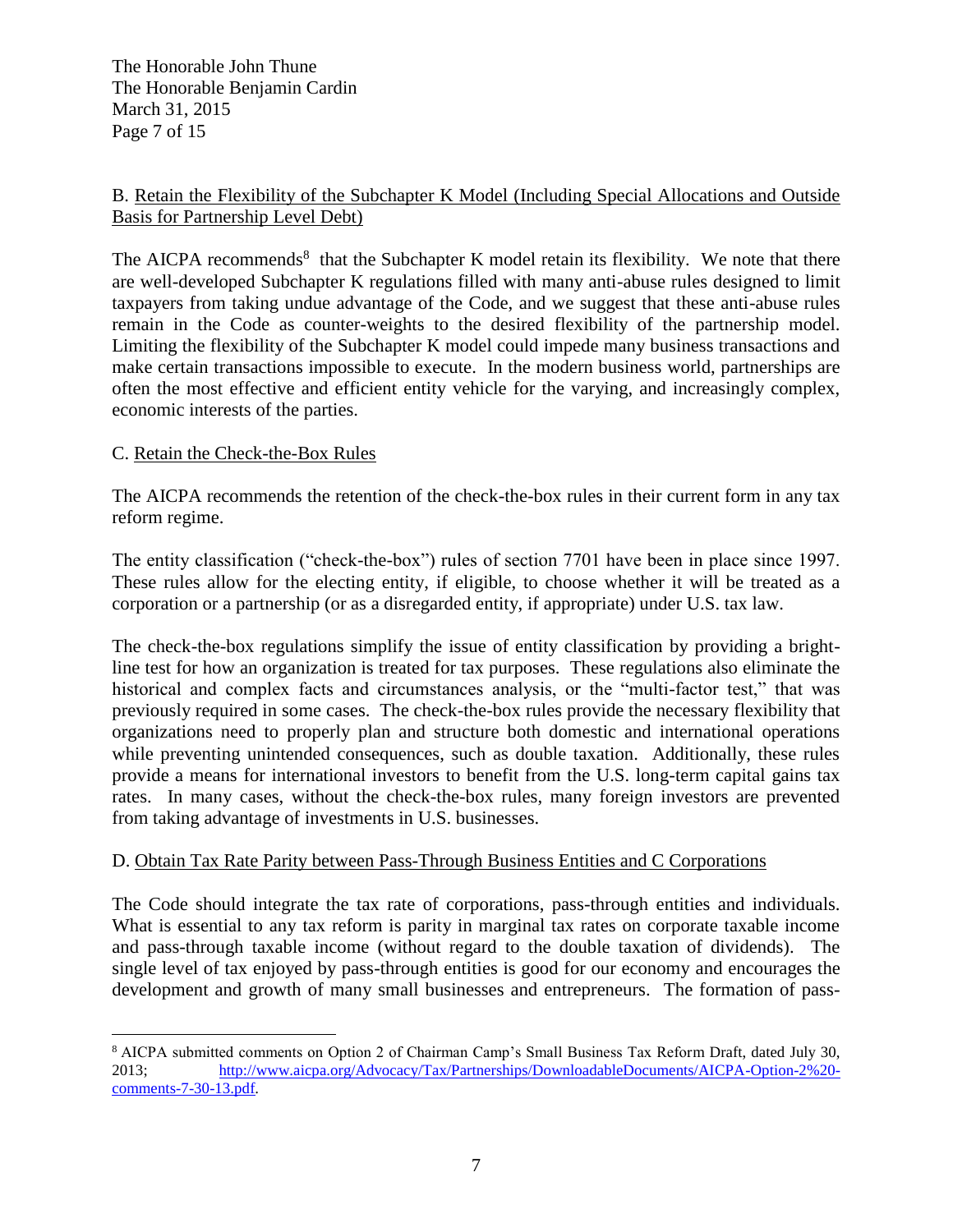B. Retain the Flexibility of the Subchapter K Model (Including Special Allocations and Outside Basis for Partnership Level Debt)

The AICPA recommends[8] that the Subchapter K model retain its flexibility. We note that there are well-developed Subchapter K regulations filled with many anti-abuse rules designed to limit taxpayers from taking undue advantage of the Code, and we suggest that these anti-abuse rules remain in the Code as counter-weights to the desired flexibility of the partnership model. Limiting the flexibility of the Subchapter K model could impede many business transactions and make certain transactions impossible to execute. In the modern business world, partnerships are often the most effective and efficient entity vehicle for the varying, and increasingly complex, economic interests of the parties.

C. Retain the Check-the-Box Rules

The AICPA recommends the retention of the check-the-box rules in their current form in any tax reform regime.

The entity classification ("check-the-box") rules of section 7701 have been in place since 1997. These rules allow for the electing entity, if eligible, to choose whether it will be treated as a corporation or a partnership (or as a disregarded entity, if appropriate) under U.S. tax law.

The check-the-box regulations simplify the issue of entity classification by providing a bright-line test for how an organization is treated for tax purposes. These regulations also eliminate the historical and complex facts and circumstances analysis, or the "multi-factor test," that was previously required in some cases. The check-the-box rules provide the necessary flexibility that organizations need to properly plan and structure both domestic and international operations while preventing unintended consequences, such as double taxation. Additionally, these rules provide a means for international investors to benefit from the U.S. long-term capital gains tax rates. In many cases, without the check-the-box rules, many foreign investors are prevented from taking advantage of investments in U.S. businesses.

D. Obtain Tax Rate Parity between Pass-Through Business Entities and C Corporations

The Code should integrate the tax rate of corporations, pass-through entities and individuals. What is essential to any tax reform is parity in marginal tax rates on corporate taxable income and pass-through taxable income (without regard to the double taxation of dividends). The single level of tax enjoyed by pass-through entities is good for our economy and encourages the development and growth of many small businesses and entrepreneurs. The formation of pass-

[8] AICPA submitted comments on Option 2 of Chairman Camp's Small Business Tax Reform Draft, dated July 30, 2013; http://www.aicpa.org/Advocacy/Tax/Partnerships/DownloadableDocuments/AICPA-Option-2%20-comments-7-30-13.pdf.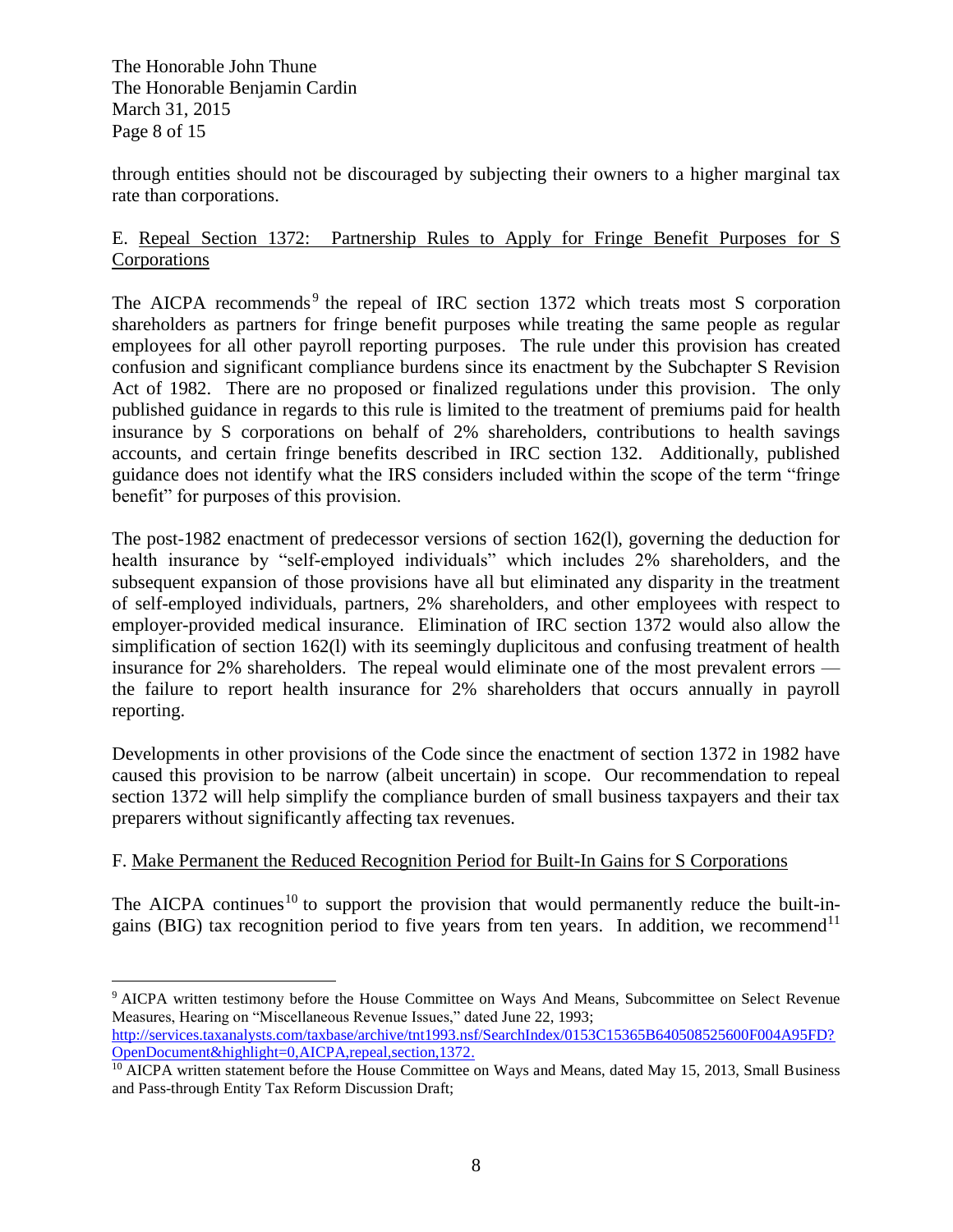through entities should not be discouraged by subjecting their owners to a higher marginal tax rate than corporations.

E. Repeal Section 1372: Partnership Rules to Apply for Fringe Benefit Purposes for S Corporations

The AICPA recommends[9] the repeal of IRC section 1372 which treats most S corporation shareholders as partners for fringe benefit purposes while treating the same people as regular employees for all other payroll reporting purposes. The rule under this provision has created confusion and significant compliance burdens since its enactment by the Subchapter S Revision Act of 1982. There are no proposed or finalized regulations under this provision. The only published guidance in regards to this rule is limited to the treatment of premiums paid for health insurance by S corporations on behalf of 2% shareholders, contributions to health savings accounts, and certain fringe benefits described in IRC section 132. Additionally, published guidance does not identify what the IRS considers included within the scope of the term "fringe benefit" for purposes of this provision.

The post-1982 enactment of predecessor versions of section 162(l), governing the deduction for health insurance by "self-employed individuals" which includes 2% shareholders, and the subsequent expansion of those provisions have all but eliminated any disparity in the treatment of self-employed individuals, partners, 2% shareholders, and other employees with respect to employer-provided medical insurance. Elimination of IRC section 1372 would also allow the simplification of section 162(l) with its seemingly duplicitous and confusing treatment of health insurance for 2% shareholders. The repeal would eliminate one of the most prevalent errors — the failure to report health insurance for 2% shareholders that occurs annually in payroll reporting.

Developments in other provisions of the Code since the enactment of section 1372 in 1982 have caused this provision to be narrow (albeit uncertain) in scope. Our recommendation to repeal section 1372 will help simplify the compliance burden of small business taxpayers and their tax preparers without significantly affecting tax revenues.

F. Make Permanent the Reduced Recognition Period for Built-In Gains for S Corporations

The AICPA continues[10] to support the provision that would permanently reduce the built-in-gains (BIG) tax recognition period to five years from ten years. In addition, we recommend[11]

---

[9] AICPA written testimony before the House Committee on Ways And Means, Subcommittee on Select Revenue Measures, Hearing on "Miscellaneous Revenue Issues," dated June 22, 1993; http://services.taxanalysts.com/taxbase/archive/tnt1993.nsf/SearchIndex/0153C15365B640508525600F004A95FD?OpenDocument&highlight=0,AICPA,repeal,section,1372.

[10] AICPA written statement before the House Committee on Ways and Means, dated May 15, 2013, Small Business and Pass-through Entity Tax Reform Discussion Draft;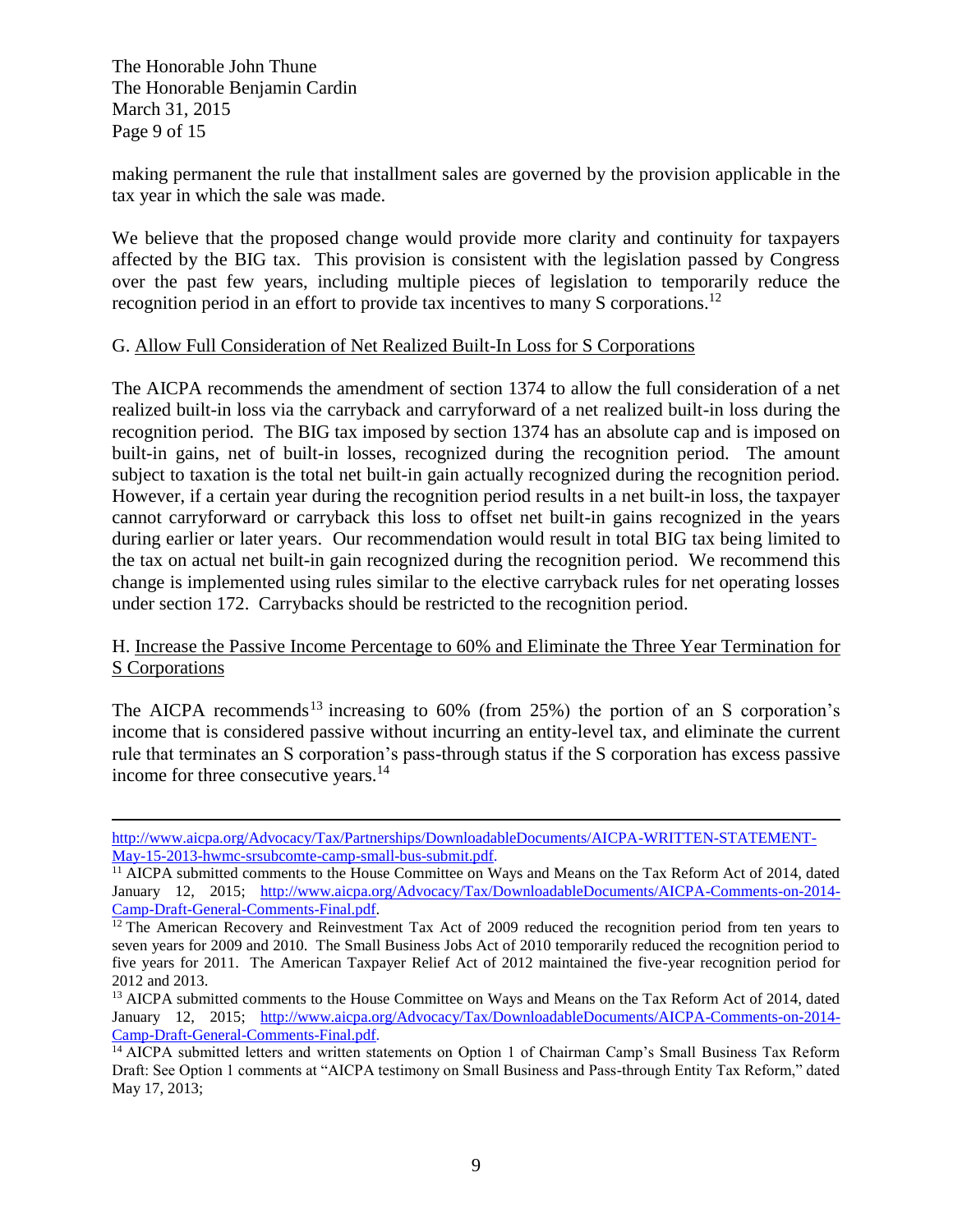making permanent the rule that installment sales are governed by the provision applicable in the tax year in which the sale was made.

We believe that the proposed change would provide more clarity and continuity for taxpayers affected by the BIG tax. This provision is consistent with the legislation passed by Congress over the past few years, including multiple pieces of legislation to temporarily reduce the recognition period in an effort to provide tax incentives to many S corporations.[12]

G. Allow Full Consideration of Net Realized Built-In Loss for S Corporations

The AICPA recommends the amendment of section 1374 to allow the full consideration of a net realized built-in loss via the carryback and carryforward of a net realized built-in loss during the recognition period. The BIG tax imposed by section 1374 has an absolute cap and is imposed on built-in gains, net of built-in losses, recognized during the recognition period. The amount subject to taxation is the total net built-in gain actually recognized during the recognition period. However, if a certain year during the recognition period results in a net built-in loss, the taxpayer cannot carryforward or carryback this loss to offset net built-in gains recognized in the years during earlier or later years. Our recommendation would result in total BIG tax being limited to the tax on actual net built-in gain recognized during the recognition period. We recommend this change is implemented using rules similar to the elective carryback rules for net operating losses under section 172. Carrybacks should be restricted to the recognition period.

H. Increase the Passive Income Percentage to 60% and Eliminate the Three Year Termination for S Corporations

The AICPA recommends[13] increasing to 60% (from 25%) the portion of an S corporation's income that is considered passive without incurring an entity-level tax, and eliminate the current rule that terminates an S corporation's pass-through status if the S corporation has excess passive income for three consecutive years.[14]

---

http://www.aicpa.org/Advocacy/Tax/Partnerships/DownloadableDocuments/AICPA-WRITTEN-STATEMENT-May-15-2013-hwmc-srsubcomte-camp-small-bus-submit.pdf.

[11] AICPA submitted comments to the House Committee on Ways and Means on the Tax Reform Act of 2014, dated January 12, 2015; http://www.aicpa.org/Advocacy/Tax/DownloadableDocuments/AICPA-Comments-on-2014-Camp-Draft-General-Comments-Final.pdf.

[12] The American Recovery and Reinvestment Tax Act of 2009 reduced the recognition period from ten years to seven years for 2009 and 2010. The Small Business Jobs Act of 2010 temporarily reduced the recognition period to five years for 2011. The American Taxpayer Relief Act of 2012 maintained the five-year recognition period for 2012 and 2013.

[13] AICPA submitted comments to the House Committee on Ways and Means on the Tax Reform Act of 2014, dated January 12, 2015; http://www.aicpa.org/Advocacy/Tax/DownloadableDocuments/AICPA-Comments-on-2014-Camp-Draft-General-Comments-Final.pdf.

[14] AICPA submitted letters and written statements on Option 1 of Chairman Camp's Small Business Tax Reform Draft: See Option 1 comments at "AICPA testimony on Small Business and Pass-through Entity Tax Reform," dated May 17, 2013;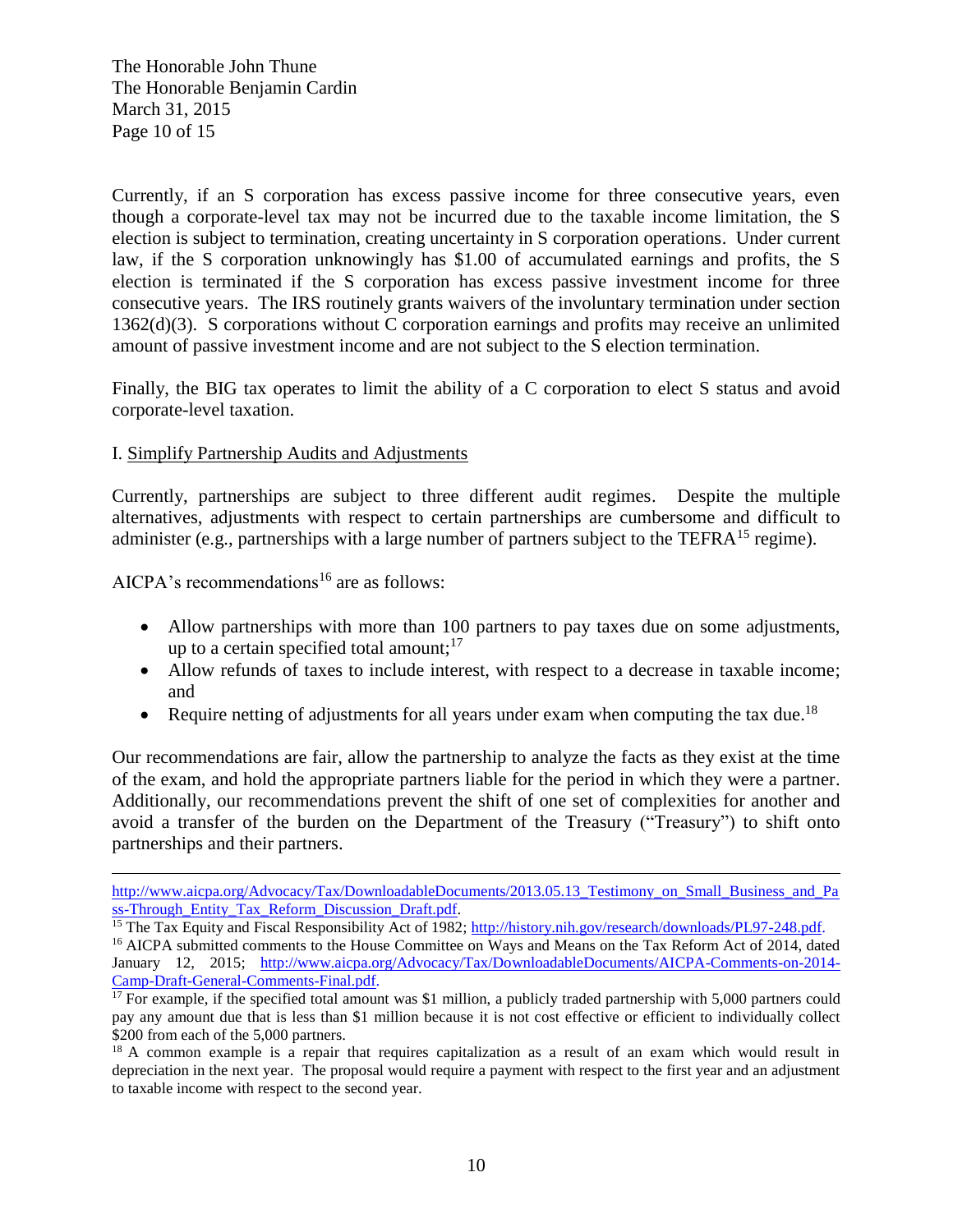Currently, if an S corporation has excess passive income for three consecutive years, even though a corporate-level tax may not be incurred due to the taxable income limitation, the S election is subject to termination, creating uncertainty in S corporation operations. Under current law, if the S corporation unknowingly has $1.00 of accumulated earnings and profits, the S election is terminated if the S corporation has excess passive investment income for three consecutive years. The IRS routinely grants waivers of the involuntary termination under section 1362(d)(3). S corporations without C corporation earnings and profits may receive an unlimited amount of passive investment income and are not subject to the S election termination.

Finally, the BIG tax operates to limit the ability of a C corporation to elect S status and avoid corporate-level taxation.

I. Simplify Partnership Audits and Adjustments

Currently, partnerships are subject to three different audit regimes. Despite the multiple alternatives, adjustments with respect to certain partnerships are cumbersome and difficult to administer (e.g., partnerships with a large number of partners subject to the TEFRA[15] regime).

AICPA's recommendations[16] are as follows:

- Allow partnerships with more than 100 partners to pay taxes due on some adjustments, up to a certain specified total amount;[17]
- Allow refunds of taxes to include interest, with respect to a decrease in taxable income; and
- Require netting of adjustments for all years under exam when computing the tax due.[18]

Our recommendations are fair, allow the partnership to analyze the facts as they exist at the time of the exam, and hold the appropriate partners liable for the period in which they were a partner. Additionally, our recommendations prevent the shift of one set of complexities for another and avoid a transfer of the burden on the Department of the Treasury ("Treasury") to shift onto partnerships and their partners.

---

http://www.aicpa.org/Advocacy/Tax/DownloadableDocuments/2013.05.13_Testimony_on_Small_Business_and_Pass-Through_Entity_Tax_Reform_Discussion_Draft.pdf.

[15] The Tax Equity and Fiscal Responsibility Act of 1982; http://history.nih.gov/research/downloads/PL97-248.pdf.

[16] AICPA submitted comments to the House Committee on Ways and Means on the Tax Reform Act of 2014, dated January 12, 2015; http://www.aicpa.org/Advocacy/Tax/DownloadableDocuments/AICPA-Comments-on-2014-Camp-Draft-General-Comments-Final.pdf.

[17] For example, if the specified total amount was $1 million, a publicly traded partnership with 5,000 partners could pay any amount due that is less than $1 million because it is not cost effective or efficient to individually collect $200 from each of the 5,000 partners.

[18] A common example is a repair that requires capitalization as a result of an exam which would result in depreciation in the next year. The proposal would require a payment with respect to the first year and an adjustment to taxable income with respect to the second year.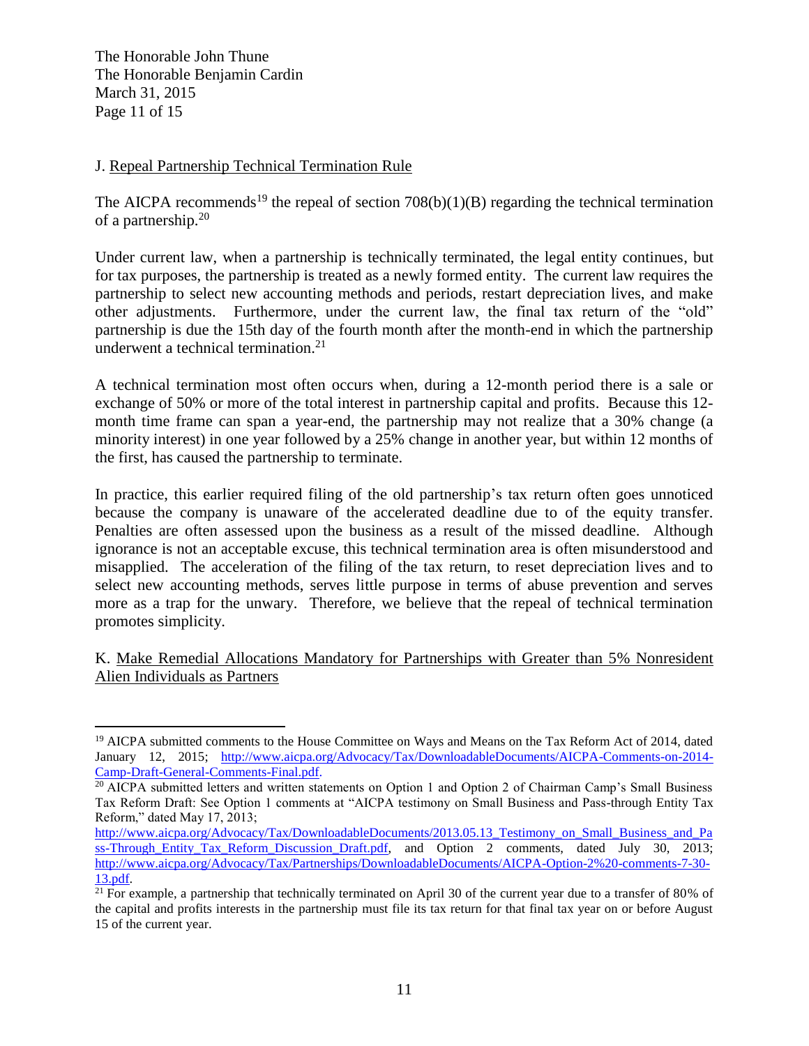J. Repeal Partnership Technical Termination Rule

The AICPA recommends[19] the repeal of section 708(b)(1)(B) regarding the technical termination of a partnership.[20]

Under current law, when a partnership is technically terminated, the legal entity continues, but for tax purposes, the partnership is treated as a newly formed entity. The current law requires the partnership to select new accounting methods and periods, restart depreciation lives, and make other adjustments. Furthermore, under the current law, the final tax return of the "old" partnership is due the 15th day of the fourth month after the month-end in which the partnership underwent a technical termination.[21]

A technical termination most often occurs when, during a 12-month period there is a sale or exchange of 50% or more of the total interest in partnership capital and profits. Because this 12-month time frame can span a year-end, the partnership may not realize that a 30% change (a minority interest) in one year followed by a 25% change in another year, but within 12 months of the first, has caused the partnership to terminate.

In practice, this earlier required filing of the old partnership's tax return often goes unnoticed because the company is unaware of the accelerated deadline due to of the equity transfer. Penalties are often assessed upon the business as a result of the missed deadline. Although ignorance is not an acceptable excuse, this technical termination area is often misunderstood and misapplied. The acceleration of the filing of the tax return, to reset depreciation lives and to select new accounting methods, serves little purpose in terms of abuse prevention and serves more as a trap for the unwary. Therefore, we believe that the repeal of technical termination promotes simplicity.

K. Make Remedial Allocations Mandatory for Partnerships with Greater than 5% Nonresident Alien Individuals as Partners

---

[19] AICPA submitted comments to the House Committee on Ways and Means on the Tax Reform Act of 2014, dated January 12, 2015; http://www.aicpa.org/Advocacy/Tax/DownloadableDocuments/AICPA-Comments-on-2014-Camp-Draft-General-Comments-Final.pdf.

[20] AICPA submitted letters and written statements on Option 1 and Option 2 of Chairman Camp's Small Business Tax Reform Draft: See Option 1 comments at "AICPA testimony on Small Business and Pass-through Entity Tax Reform," dated May 17, 2013; http://www.aicpa.org/Advocacy/Tax/DownloadableDocuments/2013.05.13_Testimony_on_Small_Business_and_Pass-Through_Entity_Tax_Reform_Discussion_Draft.pdf, and Option 2 comments, dated July 30, 2013; http://www.aicpa.org/Advocacy/Tax/Partnerships/DownloadableDocuments/AICPA-Option-2%20-comments-7-30-13.pdf.

[21] For example, a partnership that technically terminated on April 30 of the current year due to a transfer of 80% of the capital and profits interests in the partnership must file its tax return for that final tax year on or before August 15 of the current year.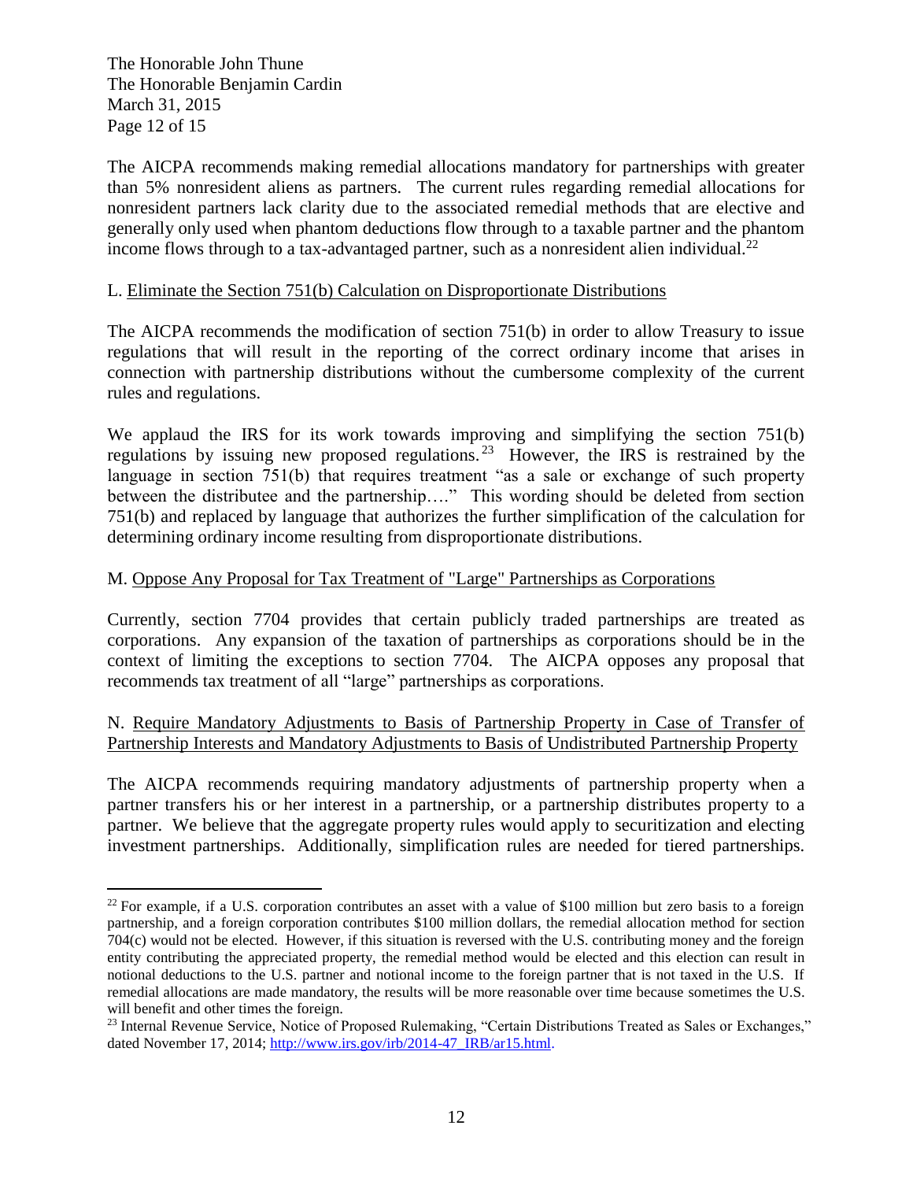The AICPA recommends making remedial allocations mandatory for partnerships with greater than 5% nonresident aliens as partners. The current rules regarding remedial allocations for nonresident partners lack clarity due to the associated remedial methods that are elective and generally only used when phantom deductions flow through to a taxable partner and the phantom income flows through to a tax-advantaged partner, such as a nonresident alien individual.[22]

L. Eliminate the Section 751(b) Calculation on Disproportionate Distributions

The AICPA recommends the modification of section 751(b) in order to allow Treasury to issue regulations that will result in the reporting of the correct ordinary income that arises in connection with partnership distributions without the cumbersome complexity of the current rules and regulations.

We applaud the IRS for its work towards improving and simplifying the section 751(b) regulations by issuing new proposed regulations.[23] However, the IRS is restrained by the language in section 751(b) that requires treatment "as a sale or exchange of such property between the distributee and the partnership…." This wording should be deleted from section 751(b) and replaced by language that authorizes the further simplification of the calculation for determining ordinary income resulting from disproportionate distributions.

M. Oppose Any Proposal for Tax Treatment of "Large" Partnerships as Corporations

Currently, section 7704 provides that certain publicly traded partnerships are treated as corporations. Any expansion of the taxation of partnerships as corporations should be in the context of limiting the exceptions to section 7704. The AICPA opposes any proposal that recommends tax treatment of all "large" partnerships as corporations.

N. Require Mandatory Adjustments to Basis of Partnership Property in Case of Transfer of Partnership Interests and Mandatory Adjustments to Basis of Undistributed Partnership Property

The AICPA recommends requiring mandatory adjustments of partnership property when a partner transfers his or her interest in a partnership, or a partnership distributes property to a partner. We believe that the aggregate property rules would apply to securitization and electing investment partnerships. Additionally, simplification rules are needed for tiered partnerships.

---

[22] For example, if a U.S. corporation contributes an asset with a value of $100 million but zero basis to a foreign partnership, and a foreign corporation contributes $100 million dollars, the remedial allocation method for section 704(c) would not be elected. However, if this situation is reversed with the U.S. contributing money and the foreign entity contributing the appreciated property, the remedial method would be elected and this election can result in notional deductions to the U.S. partner and notional income to the foreign partner that is not taxed in the U.S. If remedial allocations are made mandatory, the results will be more reasonable over time because sometimes the U.S. will benefit and other times the foreign.

[23] Internal Revenue Service, Notice of Proposed Rulemaking, "Certain Distributions Treated as Sales or Exchanges," dated November 17, 2014; http://www.irs.gov/irb/2014-47_IRB/ar15.html.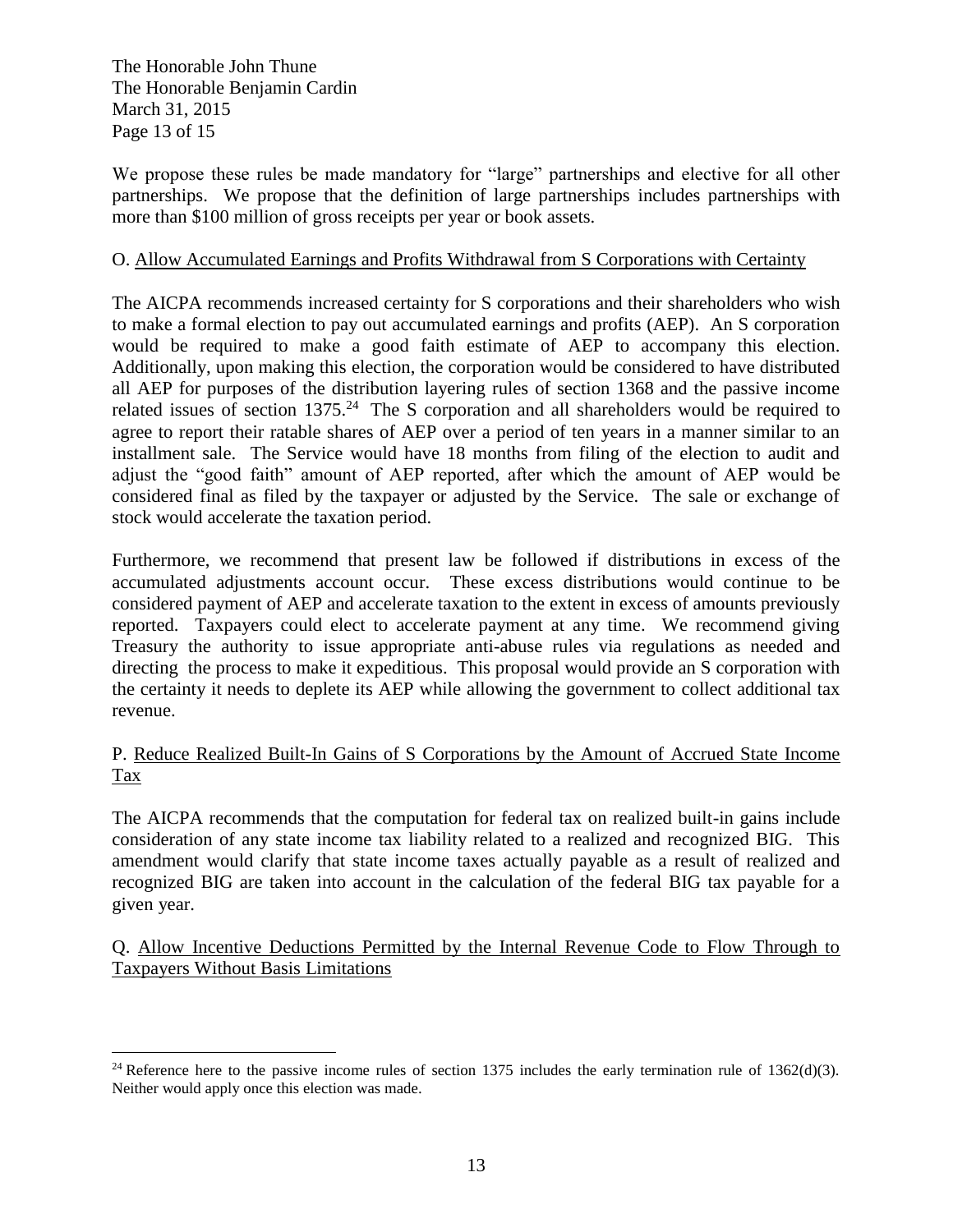We propose these rules be made mandatory for "large" partnerships and elective for all other partnerships. We propose that the definition of large partnerships includes partnerships with more than $100 million of gross receipts per year or book assets.

O. Allow Accumulated Earnings and Profits Withdrawal from S Corporations with Certainty

The AICPA recommends increased certainty for S corporations and their shareholders who wish to make a formal election to pay out accumulated earnings and profits (AEP). An S corporation would be required to make a good faith estimate of AEP to accompany this election. Additionally, upon making this election, the corporation would be considered to have distributed all AEP for purposes of the distribution layering rules of section 1368 and the passive income related issues of section 1375.[24] The S corporation and all shareholders would be required to agree to report their ratable shares of AEP over a period of ten years in a manner similar to an installment sale. The Service would have 18 months from filing of the election to audit and adjust the "good faith" amount of AEP reported, after which the amount of AEP would be considered final as filed by the taxpayer or adjusted by the Service. The sale or exchange of stock would accelerate the taxation period.

Furthermore, we recommend that present law be followed if distributions in excess of the accumulated adjustments account occur. These excess distributions would continue to be considered payment of AEP and accelerate taxation to the extent in excess of amounts previously reported. Taxpayers could elect to accelerate payment at any time. We recommend giving Treasury the authority to issue appropriate anti-abuse rules via regulations as needed and directing the process to make it expeditious. This proposal would provide an S corporation with the certainty it needs to deplete its AEP while allowing the government to collect additional tax revenue.

P. Reduce Realized Built-In Gains of S Corporations by the Amount of Accrued State Income Tax

The AICPA recommends that the computation for federal tax on realized built-in gains include consideration of any state income tax liability related to a realized and recognized BIG. This amendment would clarify that state income taxes actually payable as a result of realized and recognized BIG are taken into account in the calculation of the federal BIG tax payable for a given year.

Q. Allow Incentive Deductions Permitted by the Internal Revenue Code to Flow Through to Taxpayers Without Basis Limitations

---

[24] Reference here to the passive income rules of section 1375 includes the early termination rule of 1362(d)(3). Neither would apply once this election was made.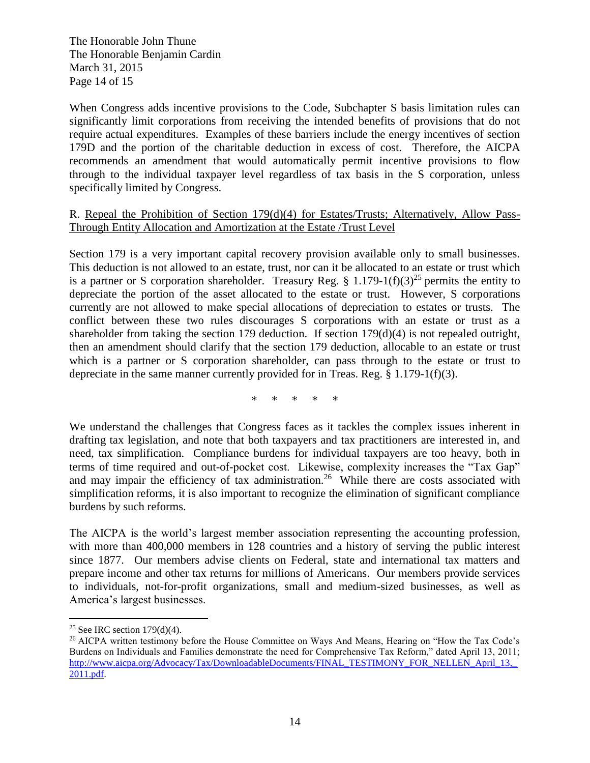When Congress adds incentive provisions to the Code, Subchapter S basis limitation rules can significantly limit corporations from receiving the intended benefits of provisions that do not require actual expenditures. Examples of these barriers include the energy incentives of section 179D and the portion of the charitable deduction in excess of cost. Therefore, the AICPA recommends an amendment that would automatically permit incentive provisions to flow through to the individual taxpayer level regardless of tax basis in the S corporation, unless specifically limited by Congress.

R. <u>Repeal the Prohibition of Section 179(d)(4) for Estates/Trusts; Alternatively, Allow Pass-Through Entity Allocation and Amortization at the Estate /Trust Level</u>

Section 179 is a very important capital recovery provision available only to small businesses. This deduction is not allowed to an estate, trust, nor can it be allocated to an estate or trust which is a partner or S corporation shareholder. Treasury Reg. § 1.179-1(f)(3)[25] permits the entity to depreciate the portion of the asset allocated to the estate or trust. However, S corporations currently are not allowed to make special allocations of depreciation to estates or trusts. The conflict between these two rules discourages S corporations with an estate or trust as a shareholder from taking the section 179 deduction. If section 179(d)(4) is not repealed outright, then an amendment should clarify that the section 179 deduction, allocable to an estate or trust which is a partner or S corporation shareholder, can pass through to the estate or trust to depreciate in the same manner currently provided for in Treas. Reg. § 1.179-1(f)(3).

\* \* \* \* \*

We understand the challenges that Congress faces as it tackles the complex issues inherent in drafting tax legislation, and note that both taxpayers and tax practitioners are interested in, and need, tax simplification. Compliance burdens for individual taxpayers are too heavy, both in terms of time required and out-of-pocket cost. Likewise, complexity increases the "Tax Gap" and may impair the efficiency of tax administration.[26] While there are costs associated with simplification reforms, it is also important to recognize the elimination of significant compliance burdens by such reforms.

The AICPA is the world's largest member association representing the accounting profession, with more than 400,000 members in 128 countries and a history of serving the public interest since 1877. Our members advise clients on Federal, state and international tax matters and prepare income and other tax returns for millions of Americans. Our members provide services to individuals, not-for-profit organizations, small and medium-sized businesses, as well as America's largest businesses.

---

[25] See IRC section 179(d)(4).

[26] AICPA written testimony before the House Committee on Ways And Means, Hearing on "How the Tax Code's Burdens on Individuals and Families demonstrate the need for Comprehensive Tax Reform," dated April 13, 2011; http://www.aicpa.org/Advocacy/Tax/DownloadableDocuments/FINAL_TESTIMONY_FOR_NELLEN_April_13,_2011.pdf.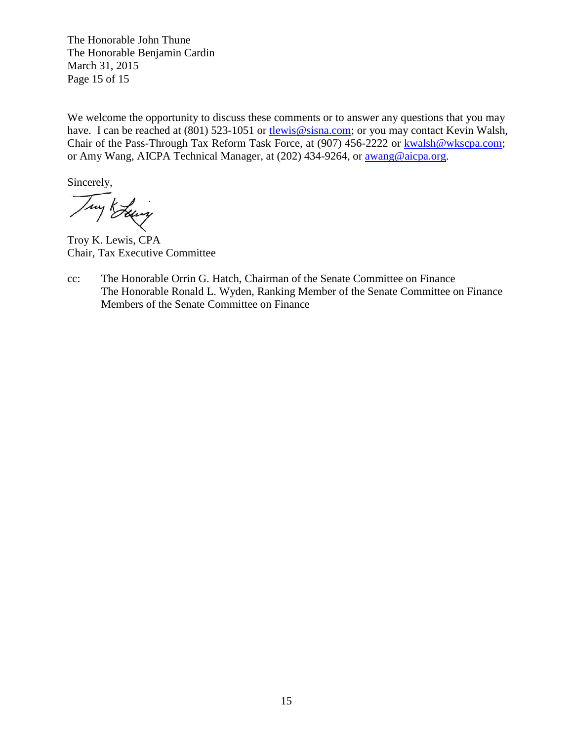We welcome the opportunity to discuss these comments or to answer any questions that you may have. I can be reached at (801) 523-1051 or tlewis@sisna.com; or you may contact Kevin Walsh, Chair of the Pass-Through Tax Reform Task Force, at (907) 456-2222 or kwalsh@wkscpa.com; or Amy Wang, AICPA Technical Manager, at (202) 434-9264, or awang@aicpa.org.

Sincerely,

Troy K. Lewis, CPA
Chair, Tax Executive Committee

cc: The Honorable Orrin G. Hatch, Chairman of the Senate Committee on Finance
The Honorable Ronald L. Wyden, Ranking Member of the Senate Committee on Finance
Members of the Senate Committee on Finance